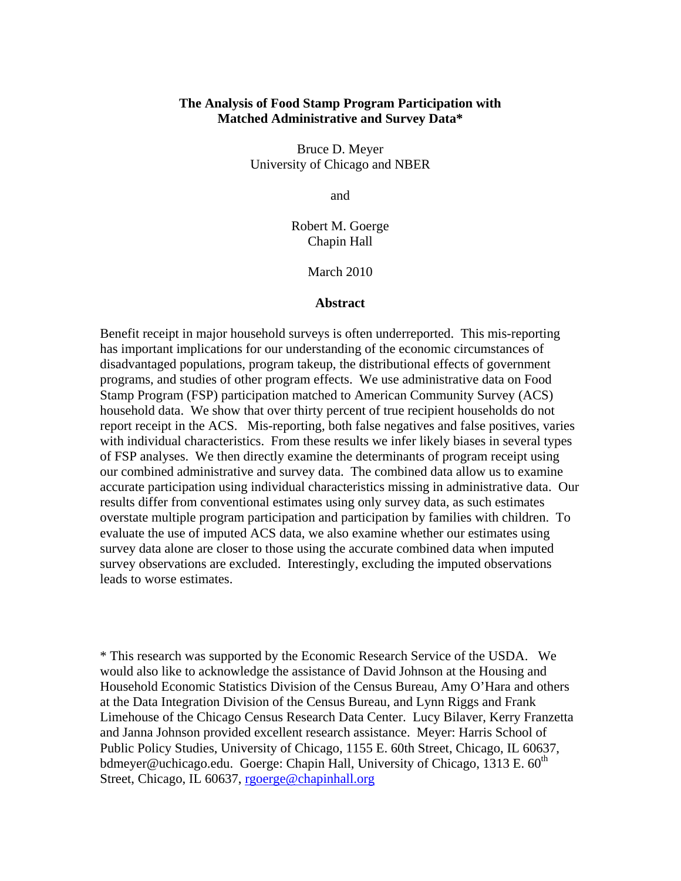**The Analysis of Food Stamp Program Participation with Matched Administrative and Survey Data***

Bruce D. Meyer
University of Chicago and NBER

and

Robert M. Goerge
Chapin Hall

March 2010

**Abstract**

Benefit receipt in major household surveys is often underreported. This mis-reporting has important implications for our understanding of the economic circumstances of disadvantaged populations, program takeup, the distributional effects of government programs, and studies of other program effects. We use administrative data on Food Stamp Program (FSP) participation matched to American Community Survey (ACS) household data. We show that over thirty percent of true recipient households do not report receipt in the ACS. Mis-reporting, both false negatives and false positives, varies with individual characteristics. From these results we infer likely biases in several types of FSP analyses. We then directly examine the determinants of program receipt using our combined administrative and survey data. The combined data allow us to examine accurate participation using individual characteristics missing in administrative data. Our results differ from conventional estimates using only survey data, as such estimates overstate multiple program participation and participation by families with children. To evaluate the use of imputed ACS data, we also examine whether our estimates using survey data alone are closer to those using the accurate combined data when imputed survey observations are excluded. Interestingly, excluding the imputed observations leads to worse estimates.

* This research was supported by the Economic Research Service of the USDA. We would also like to acknowledge the assistance of David Johnson at the Housing and Household Economic Statistics Division of the Census Bureau, Amy O'Hara and others at the Data Integration Division of the Census Bureau, and Lynn Riggs and Frank Limehouse of the Chicago Census Research Data Center. Lucy Bilaver, Kerry Franzetta and Janna Johnson provided excellent research assistance. Meyer: Harris School of Public Policy Studies, University of Chicago, 1155 E. 60th Street, Chicago, IL 60637, bdmeyer@uchicago.edu. Goerge: Chapin Hall, University of Chicago, 1313 E. 60th Street, Chicago, IL 60637, rgoerge@chapinhall.org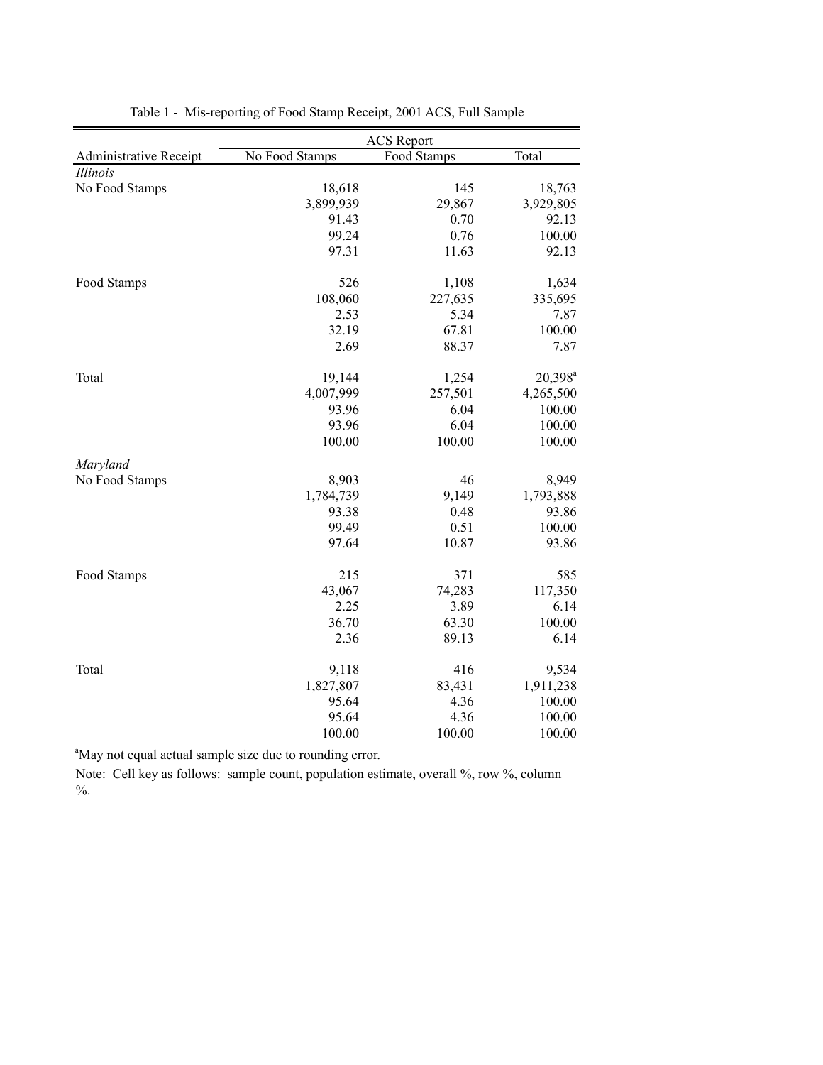Table 1 - Mis-reporting of Food Stamp Receipt, 2001 ACS, Full Sample

| | ACS Report | | |
|---|---|---|---|
| Administrative Receipt | No Food Stamps | Food Stamps | Total |
| *Illinois* | | | |
| No Food Stamps | 18,618 | 145 | 18,763 |
| | 3,899,939 | 29,867 | 3,929,805 |
| | 91.43 | 0.70 | 92.13 |
| | 99.24 | 0.76 | 100.00 |
| | 97.31 | 11.63 | 92.13 |
| Food Stamps | 526 | 1,108 | 1,634 |
| | 108,060 | 227,635 | 335,695 |
| | 2.53 | 5.34 | 7.87 |
| | 32.19 | 67.81 | 100.00 |
| | 2.69 | 88.37 | 7.87 |
| Total | 19,144 | 1,254 | 20,398[a] |
| | 4,007,999 | 257,501 | 4,265,500 |
| | 93.96 | 6.04 | 100.00 |
| | 93.96 | 6.04 | 100.00 |
| | 100.00 | 100.00 | 100.00 |
| *Maryland* | | | |
| No Food Stamps | 8,903 | 46 | 8,949 |
| | 1,784,739 | 9,149 | 1,793,888 |
| | 93.38 | 0.48 | 93.86 |
| | 99.49 | 0.51 | 100.00 |
| | 97.64 | 10.87 | 93.86 |
| Food Stamps | 215 | 371 | 585 |
| | 43,067 | 74,283 | 117,350 |
| | 2.25 | 3.89 | 6.14 |
| | 36.70 | 63.30 | 100.00 |
| | 2.36 | 89.13 | 6.14 |
| Total | 9,118 | 416 | 9,534 |
| | 1,827,807 | 83,431 | 1,911,238 |
| | 95.64 | 4.36 | 100.00 |
| | 95.64 | 4.36 | 100.00 |
| | 100.00 | 100.00 | 100.00 |

[a]May not equal actual sample size due to rounding error.

Note: Cell key as follows: sample count, population estimate, overall %, row %, column %.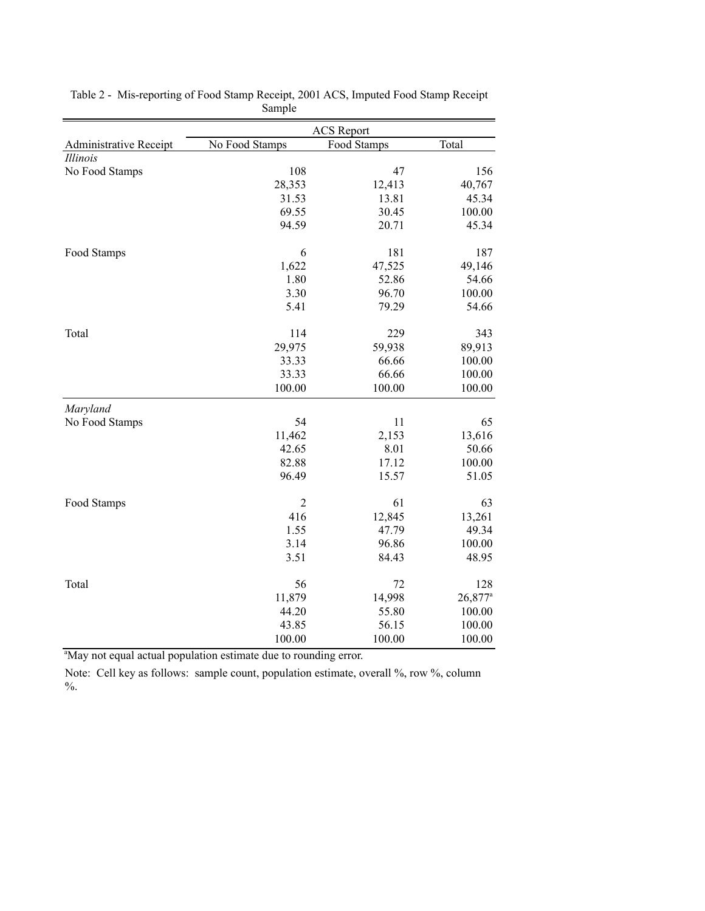Table 2 - Mis-reporting of Food Stamp Receipt, 2001 ACS, Imputed Food Stamp Receipt Sample

| | ACS Report | | |
|---|---|---|---|
| Administrative Receipt | No Food Stamps | Food Stamps | Total |
| *Illinois* | | | |
| No Food Stamps | 108 | 47 | 156 |
| | 28,353 | 12,413 | 40,767 |
| | 31.53 | 13.81 | 45.34 |
| | 69.55 | 30.45 | 100.00 |
| | 94.59 | 20.71 | 45.34 |
| Food Stamps | 6 | 181 | 187 |
| | 1,622 | 47,525 | 49,146 |
| | 1.80 | 52.86 | 54.66 |
| | 3.30 | 96.70 | 100.00 |
| | 5.41 | 79.29 | 54.66 |
| Total | 114 | 229 | 343 |
| | 29,975 | 59,938 | 89,913 |
| | 33.33 | 66.66 | 100.00 |
| | 33.33 | 66.66 | 100.00 |
| | 100.00 | 100.00 | 100.00 |
| *Maryland* | | | |
| No Food Stamps | 54 | 11 | 65 |
| | 11,462 | 2,153 | 13,616 |
| | 42.65 | 8.01 | 50.66 |
| | 82.88 | 17.12 | 100.00 |
| | 96.49 | 15.57 | 51.05 |
| Food Stamps | 2 | 61 | 63 |
| | 416 | 12,845 | 13,261 |
| | 1.55 | 47.79 | 49.34 |
| | 3.14 | 96.86 | 100.00 |
| | 3.51 | 84.43 | 48.95 |
| Total | 56 | 72 | 128 |
| | 11,879 | 14,998 | 26,877[a] |
| | 44.20 | 55.80 | 100.00 |
| | 43.85 | 56.15 | 100.00 |
| | 100.00 | 100.00 | 100.00 |

[a]May not equal actual population estimate due to rounding error.

Note: Cell key as follows: sample count, population estimate, overall %, row %, column %.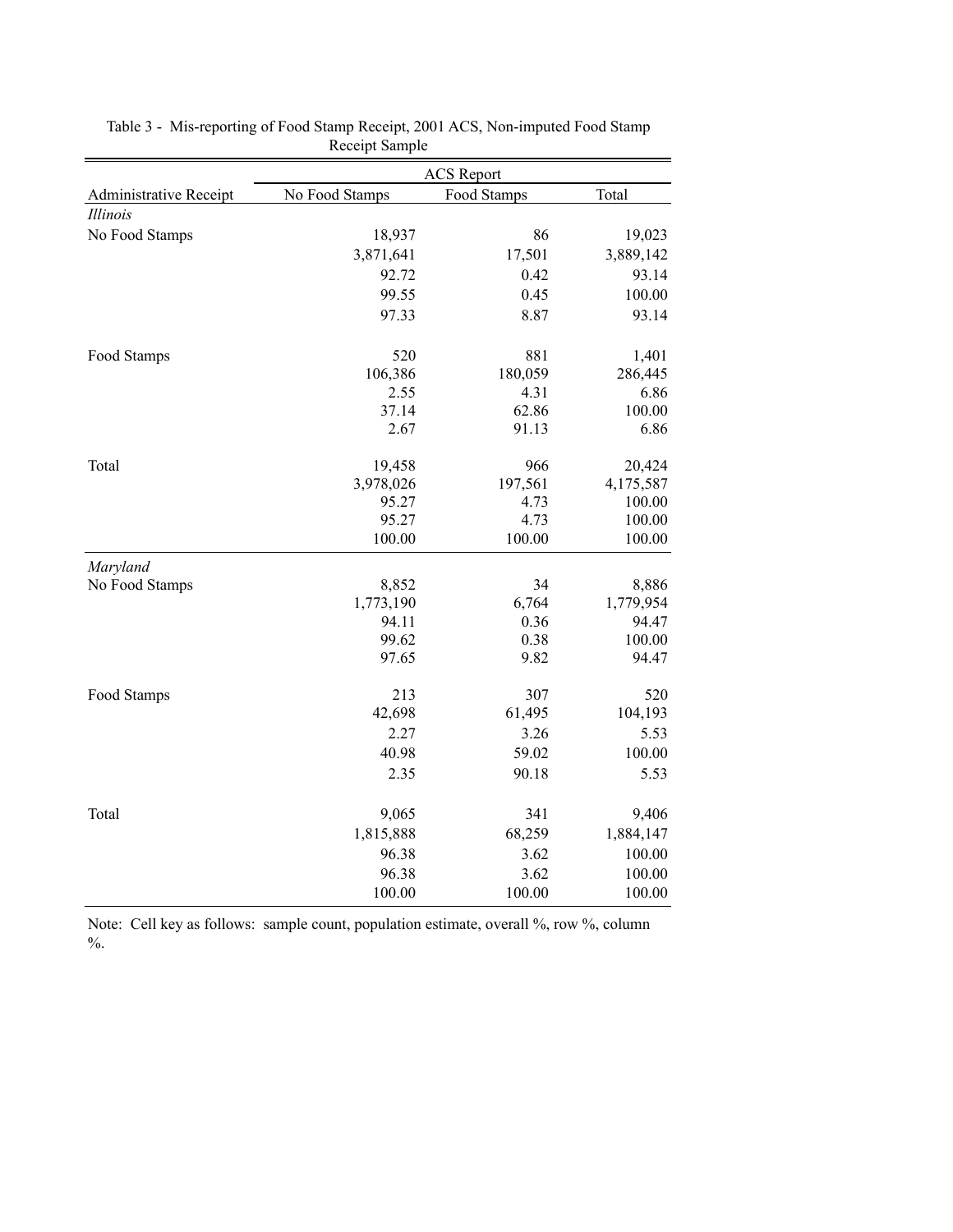Table 3 - Mis-reporting of Food Stamp Receipt, 2001 ACS, Non-imputed Food Stamp Receipt Sample

| | ACS Report | | |
|---|---|---|---|
| Administrative Receipt | No Food Stamps | Food Stamps | Total |
| *Illinois* | | | |
| No Food Stamps | 18,937 | 86 | 19,023 |
| | 3,871,641 | 17,501 | 3,889,142 |
| | 92.72 | 0.42 | 93.14 |
| | 99.55 | 0.45 | 100.00 |
| | 97.33 | 8.87 | 93.14 |
| Food Stamps | 520 | 881 | 1,401 |
| | 106,386 | 180,059 | 286,445 |
| | 2.55 | 4.31 | 6.86 |
| | 37.14 | 62.86 | 100.00 |
| | 2.67 | 91.13 | 6.86 |
| Total | 19,458 | 966 | 20,424 |
| | 3,978,026 | 197,561 | 4,175,587 |
| | 95.27 | 4.73 | 100.00 |
| | 95.27 | 4.73 | 100.00 |
| | 100.00 | 100.00 | 100.00 |
| *Maryland* | | | |
| No Food Stamps | 8,852 | 34 | 8,886 |
| | 1,773,190 | 6,764 | 1,779,954 |
| | 94.11 | 0.36 | 94.47 |
| | 99.62 | 0.38 | 100.00 |
| | 97.65 | 9.82 | 94.47 |
| Food Stamps | 213 | 307 | 520 |
| | 42,698 | 61,495 | 104,193 |
| | 2.27 | 3.26 | 5.53 |
| | 40.98 | 59.02 | 100.00 |
| | 2.35 | 90.18 | 5.53 |
| Total | 9,065 | 341 | 9,406 |
| | 1,815,888 | 68,259 | 1,884,147 |
| | 96.38 | 3.62 | 100.00 |
| | 96.38 | 3.62 | 100.00 |
| | 100.00 | 100.00 | 100.00 |

Note: Cell key as follows: sample count, population estimate, overall %, row %, column %.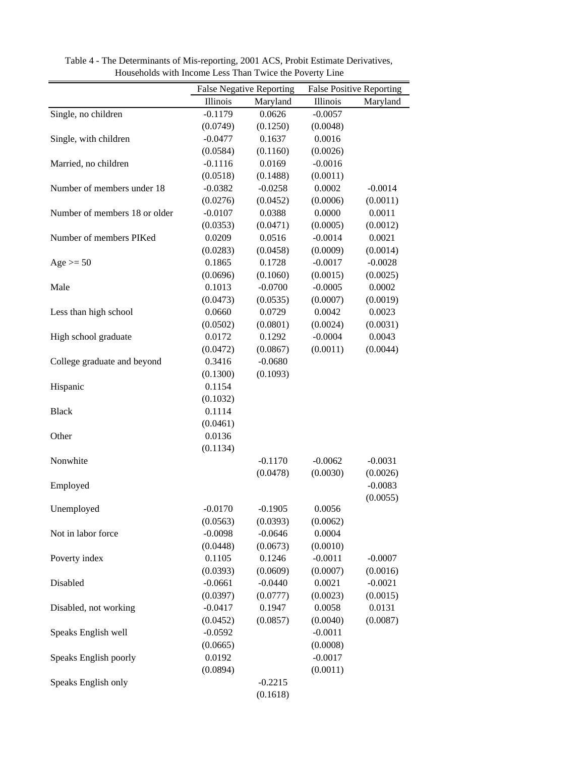Table 4 - The Determinants of Mis-reporting, 2001 ACS, Probit Estimate Derivatives, Households with Income Less Than Twice the Poverty Line

| | False Negative Reporting | | False Positive Reporting | |
|---|---|---|---|---|
| | Illinois | Maryland | Illinois | Maryland |
| Single, no children | -0.1179 | 0.0626 | -0.0057 | |
| | (0.0749) | (0.1250) | (0.0048) | |
| Single, with children | -0.0477 | 0.1637 | 0.0016 | |
| | (0.0584) | (0.1160) | (0.0026) | |
| Married, no children | -0.1116 | 0.0169 | -0.0016 | |
| | (0.0518) | (0.1488) | (0.0011) | |
| Number of members under 18 | -0.0382 | -0.0258 | 0.0002 | -0.0014 |
| | (0.0276) | (0.0452) | (0.0006) | (0.0011) |
| Number of members 18 or older | -0.0107 | 0.0388 | 0.0000 | 0.0011 |
| | (0.0353) | (0.0471) | (0.0005) | (0.0012) |
| Number of members PIKed | 0.0209 | 0.0516 | -0.0014 | 0.0021 |
| | (0.0283) | (0.0458) | (0.0009) | (0.0014) |
| Age >= 50 | 0.1865 | 0.1728 | -0.0017 | -0.0028 |
| | (0.0696) | (0.1060) | (0.0015) | (0.0025) |
| Male | 0.1013 | -0.0700 | -0.0005 | 0.0002 |
| | (0.0473) | (0.0535) | (0.0007) | (0.0019) |
| Less than high school | 0.0660 | 0.0729 | 0.0042 | 0.0023 |
| | (0.0502) | (0.0801) | (0.0024) | (0.0031) |
| High school graduate | 0.0172 | 0.1292 | -0.0004 | 0.0043 |
| | (0.0472) | (0.0867) | (0.0011) | (0.0044) |
| College graduate and beyond | 0.3416 | -0.0680 | | |
| | (0.1300) | (0.1093) | | |
| Hispanic | 0.1154 | | | |
| | (0.1032) | | | |
| Black | 0.1114 | | | |
| | (0.0461) | | | |
| Other | 0.0136 | | | |
| | (0.1134) | | | |
| Nonwhite | | -0.1170 | -0.0062 | -0.0031 |
| | | (0.0478) | (0.0030) | (0.0026) |
| Employed | | | | -0.0083 |
| | | | | (0.0055) |
| Unemployed | -0.0170 | -0.1905 | 0.0056 | |
| | (0.0563) | (0.0393) | (0.0062) | |
| Not in labor force | -0.0098 | -0.0646 | 0.0004 | |
| | (0.0448) | (0.0673) | (0.0010) | |
| Poverty index | 0.1105 | 0.1246 | -0.0011 | -0.0007 |
| | (0.0393) | (0.0609) | (0.0007) | (0.0016) |
| Disabled | -0.0661 | -0.0440 | 0.0021 | -0.0021 |
| | (0.0397) | (0.0777) | (0.0023) | (0.0015) |
| Disabled, not working | -0.0417 | 0.1947 | 0.0058 | 0.0131 |
| | (0.0452) | (0.0857) | (0.0040) | (0.0087) |
| Speaks English well | -0.0592 | | -0.0011 | |
| | (0.0665) | | (0.0008) | |
| Speaks English poorly | 0.0192 | | -0.0017 | |
| | (0.0894) | | (0.0011) | |
| Speaks English only | | -0.2215 | | |
| | | (0.1618) | | |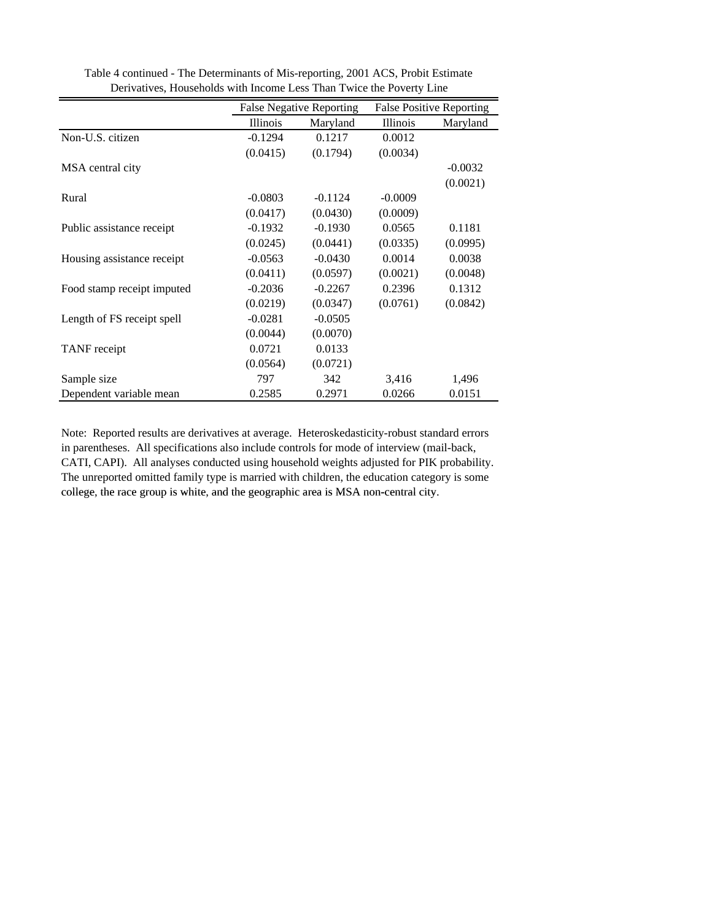Table 4 continued - The Determinants of Mis-reporting, 2001 ACS, Probit Estimate Derivatives, Households with Income Less Than Twice the Poverty Line

| | False Negative Reporting | | False Positive Reporting | |
|---|---|---|---|---|
| | Illinois | Maryland | Illinois | Maryland |
| Non-U.S. citizen | -0.1294 | 0.1217 | 0.0012 | |
| | (0.0415) | (0.1794) | (0.0034) | |
| MSA central city | | | | -0.0032 |
| | | | | (0.0021) |
| Rural | -0.0803 | -0.1124 | -0.0009 | |
| | (0.0417) | (0.0430) | (0.0009) | |
| Public assistance receipt | -0.1932 | -0.1930 | 0.0565 | 0.1181 |
| | (0.0245) | (0.0441) | (0.0335) | (0.0995) |
| Housing assistance receipt | -0.0563 | -0.0430 | 0.0014 | 0.0038 |
| | (0.0411) | (0.0597) | (0.0021) | (0.0048) |
| Food stamp receipt imputed | -0.2036 | -0.2267 | 0.2396 | 0.1312 |
| | (0.0219) | (0.0347) | (0.0761) | (0.0842) |
| Length of FS receipt spell | -0.0281 | -0.0505 | | |
| | (0.0044) | (0.0070) | | |
| TANF receipt | 0.0721 | 0.0133 | | |
| | (0.0564) | (0.0721) | | |
| Sample size | 797 | 342 | 3,416 | 1,496 |
| Dependent variable mean | 0.2585 | 0.2971 | 0.0266 | 0.0151 |

Note: Reported results are derivatives at average. Heteroskedasticity-robust standard errors in parentheses. All specifications also include controls for mode of interview (mail-back, CATI, CAPI). All analyses conducted using household weights adjusted for PIK probability. The unreported omitted family type is married with children, the education category is some college, the race group is white, and the geographic area is MSA non-central city.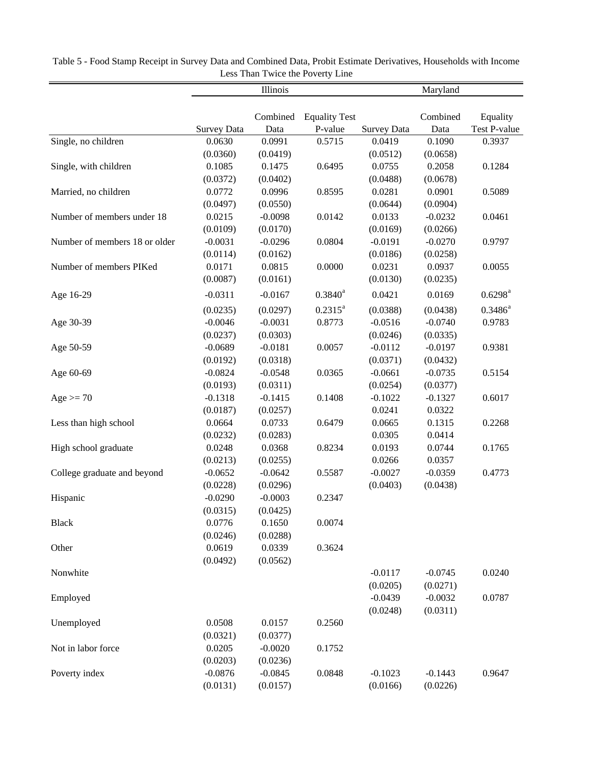Table 5 - Food Stamp Receipt in Survey Data and Combined Data, Probit Estimate Derivatives, Households with Income Less Than Twice the Poverty Line

| | Illinois | | | Maryland | | |
|---|---|---|---|---|---|---|
| | Survey Data | Combined Data | Equality Test P-value | Survey Data | Combined Data | Equality Test P-value |
| Single, no children | 0.0630 | 0.0991 | 0.5715 | 0.0419 | 0.1090 | 0.3937 |
| | (0.0360) | (0.0419) | | (0.0512) | (0.0658) | |
| Single, with children | 0.1085 | 0.1475 | 0.6495 | 0.0755 | 0.2058 | 0.1284 |
| | (0.0372) | (0.0402) | | (0.0488) | (0.0678) | |
| Married, no children | 0.0772 | 0.0996 | 0.8595 | 0.0281 | 0.0901 | 0.5089 |
| | (0.0497) | (0.0550) | | (0.0644) | (0.0904) | |
| Number of members under 18 | 0.0215 | -0.0098 | 0.0142 | 0.0133 | -0.0232 | 0.0461 |
| | (0.0109) | (0.0170) | | (0.0169) | (0.0266) | |
| Number of members 18 or older | -0.0031 | -0.0296 | 0.0804 | -0.0191 | -0.0270 | 0.9797 |
| | (0.0114) | (0.0162) | | (0.0186) | (0.0258) | |
| Number of members PIKed | 0.0171 | 0.0815 | 0.0000 | 0.0231 | 0.0937 | 0.0055 |
| | (0.0087) | (0.0161) | | (0.0130) | (0.0235) | |
| Age 16-29 | -0.0311 | -0.0167 | 0.3840[a] | 0.0421 | 0.0169 | 0.6298[a] |
| | (0.0235) | (0.0297) | 0.2315[a] | (0.0388) | (0.0438) | 0.3486[a] |
| Age 30-39 | -0.0046 | -0.0031 | 0.8773 | -0.0516 | -0.0740 | 0.9783 |
| | (0.0237) | (0.0303) | | (0.0246) | (0.0335) | |
| Age 50-59 | -0.0689 | -0.0181 | 0.0057 | -0.0112 | -0.0197 | 0.9381 |
| | (0.0192) | (0.0318) | | (0.0371) | (0.0432) | |
| Age 60-69 | -0.0824 | -0.0548 | 0.0365 | -0.0661 | -0.0735 | 0.5154 |
| | (0.0193) | (0.0311) | | (0.0254) | (0.0377) | |
| Age >= 70 | -0.1318 | -0.1415 | 0.1408 | -0.1022 | -0.1327 | 0.6017 |
| | (0.0187) | (0.0257) | | 0.0241 | 0.0322 | |
| Less than high school | 0.0664 | 0.0733 | 0.6479 | 0.0665 | 0.1315 | 0.2268 |
| | (0.0232) | (0.0283) | | 0.0305 | 0.0414 | |
| High school graduate | 0.0248 | 0.0368 | 0.8234 | 0.0193 | 0.0744 | 0.1765 |
| | (0.0213) | (0.0255) | | 0.0266 | 0.0357 | |
| College graduate and beyond | -0.0652 | -0.0642 | 0.5587 | -0.0027 | -0.0359 | 0.4773 |
| | (0.0228) | (0.0296) | | (0.0403) | (0.0438) | |
| Hispanic | -0.0290 | -0.0003 | 0.2347 | | | |
| | (0.0315) | (0.0425) | | | | |
| Black | 0.0776 | 0.1650 | 0.0074 | | | |
| | (0.0246) | (0.0288) | | | | |
| Other | 0.0619 | 0.0339 | 0.3624 | | | |
| | (0.0492) | (0.0562) | | | | |
| Nonwhite | | | | -0.0117 | -0.0745 | 0.0240 |
| | | | | (0.0205) | (0.0271) | |
| Employed | | | | -0.0439 | -0.0032 | 0.0787 |
| | | | | (0.0248) | (0.0311) | |
| Unemployed | 0.0508 | 0.0157 | 0.2560 | | | |
| | (0.0321) | (0.0377) | | | | |
| Not in labor force | 0.0205 | -0.0020 | 0.1752 | | | |
| | (0.0203) | (0.0236) | | | | |
| Poverty index | -0.0876 | -0.0845 | 0.0848 | -0.1023 | -0.1443 | 0.9647 |
| | (0.0131) | (0.0157) | | (0.0166) | (0.0226) | |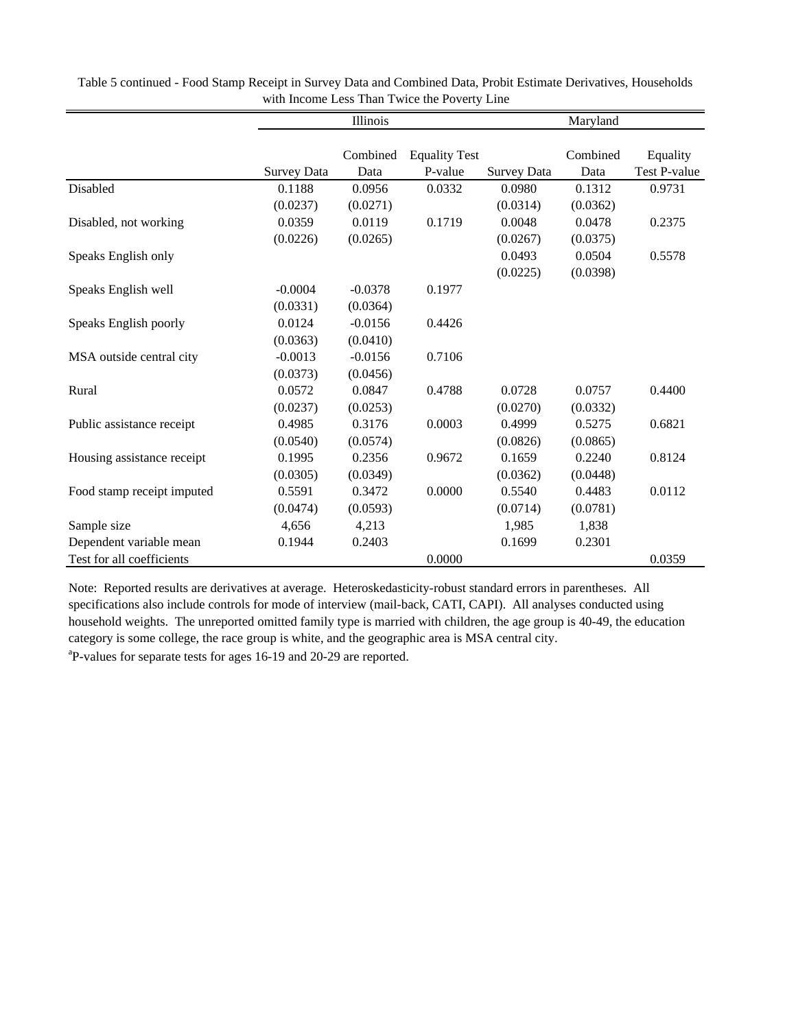Table 5 continued - Food Stamp Receipt in Survey Data and Combined Data, Probit Estimate Derivatives, Households with Income Less Than Twice the Poverty Line

| | Illinois | | | Maryland | | |
|---|---|---|---|---|---|---|
| | Survey Data | Combined Data | Equality Test P-value | Survey Data | Combined Data | Equality Test P-value |
| Disabled | 0.1188 | 0.0956 | 0.0332 | 0.0980 | 0.1312 | 0.9731 |
| | (0.0237) | (0.0271) | | (0.0314) | (0.0362) | |
| Disabled, not working | 0.0359 | 0.0119 | 0.1719 | 0.0048 | 0.0478 | 0.2375 |
| | (0.0226) | (0.0265) | | (0.0267) | (0.0375) | |
| Speaks English only | | | | 0.0493 | 0.0504 | 0.5578 |
| | | | | (0.0225) | (0.0398) | |
| Speaks English well | -0.0004 | -0.0378 | 0.1977 | | | |
| | (0.0331) | (0.0364) | | | | |
| Speaks English poorly | 0.0124 | -0.0156 | 0.4426 | | | |
| | (0.0363) | (0.0410) | | | | |
| MSA outside central city | -0.0013 | -0.0156 | 0.7106 | | | |
| | (0.0373) | (0.0456) | | | | |
| Rural | 0.0572 | 0.0847 | 0.4788 | 0.0728 | 0.0757 | 0.4400 |
| | (0.0237) | (0.0253) | | (0.0270) | (0.0332) | |
| Public assistance receipt | 0.4985 | 0.3176 | 0.0003 | 0.4999 | 0.5275 | 0.6821 |
| | (0.0540) | (0.0574) | | (0.0826) | (0.0865) | |
| Housing assistance receipt | 0.1995 | 0.2356 | 0.9672 | 0.1659 | 0.2240 | 0.8124 |
| | (0.0305) | (0.0349) | | (0.0362) | (0.0448) | |
| Food stamp receipt imputed | 0.5591 | 0.3472 | 0.0000 | 0.5540 | 0.4483 | 0.0112 |
| | (0.0474) | (0.0593) | | (0.0714) | (0.0781) | |
| Sample size | 4,656 | 4,213 | | 1,985 | 1,838 | |
| Dependent variable mean | 0.1944 | 0.2403 | | 0.1699 | 0.2301 | |
| Test for all coefficients | | | 0.0000 | | | 0.0359 |

Note: Reported results are derivatives at average. Heteroskedasticity-robust standard errors in parentheses. All specifications also include controls for mode of interview (mail-back, CATI, CAPI). All analyses conducted using household weights. The unreported omitted family type is married with children, the age group is 40-49, the education category is some college, the race group is white, and the geographic area is MSA central city.

[a]P-values for separate tests for ages 16-19 and 20-29 are reported.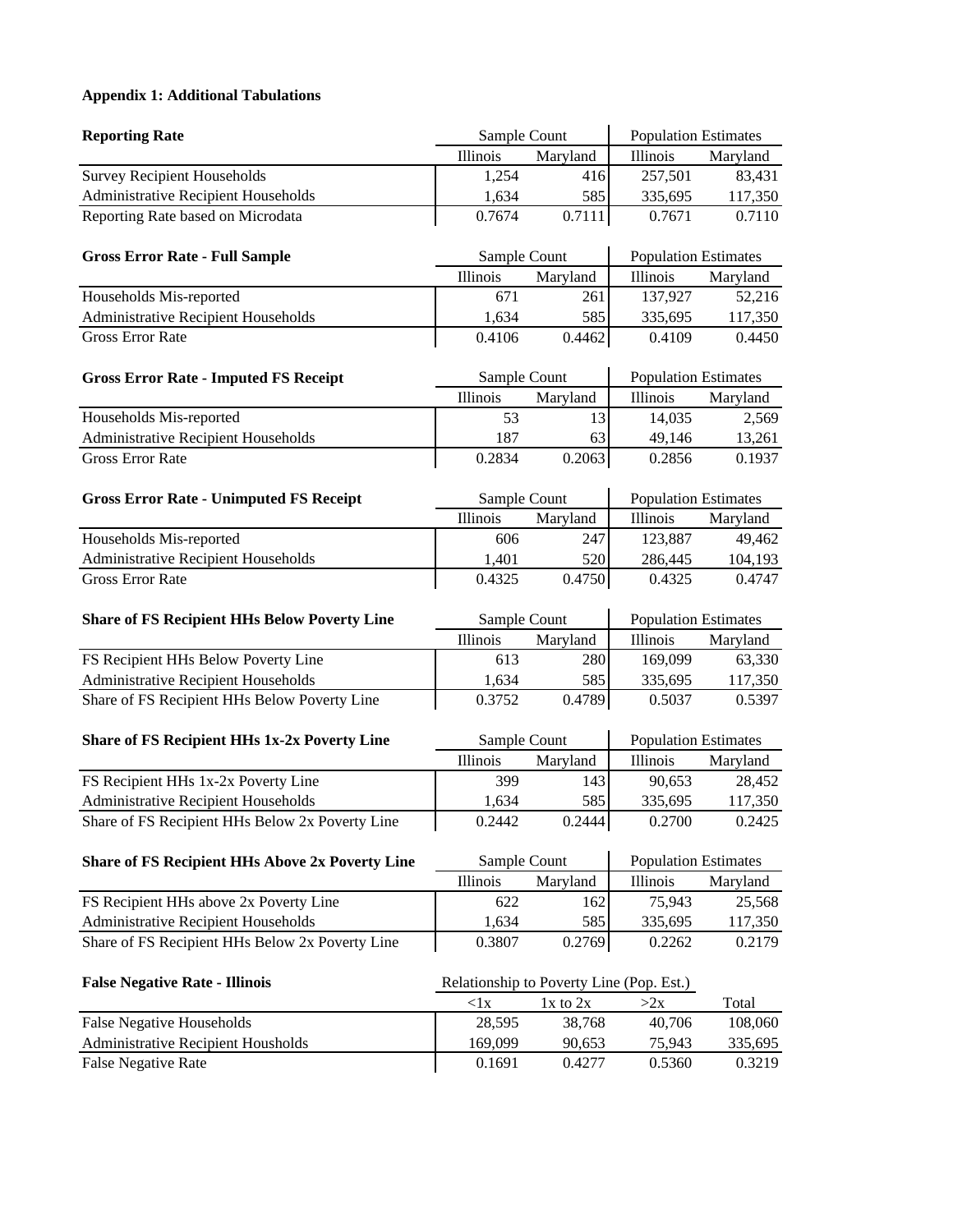**Appendix 1: Additional Tabulations**

| **Reporting Rate** | Sample Count | | Population Estimates | |
|---|---|---|---|---|
| | Illinois | Maryland | Illinois | Maryland |
| Survey Recipient Households | 1,254 | 416 | 257,501 | 83,431 |
| Administrative Recipient Households | 1,634 | 585 | 335,695 | 117,350 |
| Reporting Rate based on Microdata | 0.7674 | 0.7111 | 0.7671 | 0.7110 |

| **Gross Error Rate - Full Sample** | Sample Count | | Population Estimates | |
|---|---|---|---|---|
| | Illinois | Maryland | Illinois | Maryland |
| Households Mis-reported | 671 | 261 | 137,927 | 52,216 |
| Administrative Recipient Households | 1,634 | 585 | 335,695 | 117,350 |
| Gross Error Rate | 0.4106 | 0.4462 | 0.4109 | 0.4450 |

| **Gross Error Rate - Imputed FS Receipt** | Sample Count | | Population Estimates | |
|---|---|---|---|---|
| | Illinois | Maryland | Illinois | Maryland |
| Households Mis-reported | 53 | 13 | 14,035 | 2,569 |
| Administrative Recipient Households | 187 | 63 | 49,146 | 13,261 |
| Gross Error Rate | 0.2834 | 0.2063 | 0.2856 | 0.1937 |

| **Gross Error Rate - Unimputed FS Receipt** | Sample Count | | Population Estimates | |
|---|---|---|---|---|
| | Illinois | Maryland | Illinois | Maryland |
| Households Mis-reported | 606 | 247 | 123,887 | 49,462 |
| Administrative Recipient Households | 1,401 | 520 | 286,445 | 104,193 |
| Gross Error Rate | 0.4325 | 0.4750 | 0.4325 | 0.4747 |

| **Share of FS Recipient HHs Below Poverty Line** | Sample Count | | Population Estimates | |
|---|---|---|---|---|
| | Illinois | Maryland | Illinois | Maryland |
| FS Recipient HHs Below Poverty Line | 613 | 280 | 169,099 | 63,330 |
| Administrative Recipient Households | 1,634 | 585 | 335,695 | 117,350 |
| Share of FS Recipient HHs Below Poverty Line | 0.3752 | 0.4789 | 0.5037 | 0.5397 |

| **Share of FS Recipient HHs 1x-2x Poverty Line** | Sample Count | | Population Estimates | |
|---|---|---|---|---|
| | Illinois | Maryland | Illinois | Maryland |
| FS Recipient HHs 1x-2x Poverty Line | 399 | 143 | 90,653 | 28,452 |
| Administrative Recipient Households | 1,634 | 585 | 335,695 | 117,350 |
| Share of FS Recipient HHs Below 2x Poverty Line | 0.2442 | 0.2444 | 0.2700 | 0.2425 |

| **Share of FS Recipient HHs Above 2x Poverty Line** | Sample Count | | Population Estimates | |
|---|---|---|---|---|
| | Illinois | Maryland | Illinois | Maryland |
| FS Recipient HHs above 2x Poverty Line | 622 | 162 | 75,943 | 25,568 |
| Administrative Recipient Households | 1,634 | 585 | 335,695 | 117,350 |
| Share of FS Recipient HHs Below 2x Poverty Line | 0.3807 | 0.2769 | 0.2262 | 0.2179 |

| **False Negative Rate - Illinois** | Relationship to Poverty Line (Pop. Est.) | | | |
|---|---|---|---|---|
| | <1x | 1x to 2x | >2x | Total |
| False Negative Households | 28,595 | 38,768 | 40,706 | 108,060 |
| Administrative Recipient Housholds | 169,099 | 90,653 | 75,943 | 335,695 |
| False Negative Rate | 0.1691 | 0.4277 | 0.5360 | 0.3219 |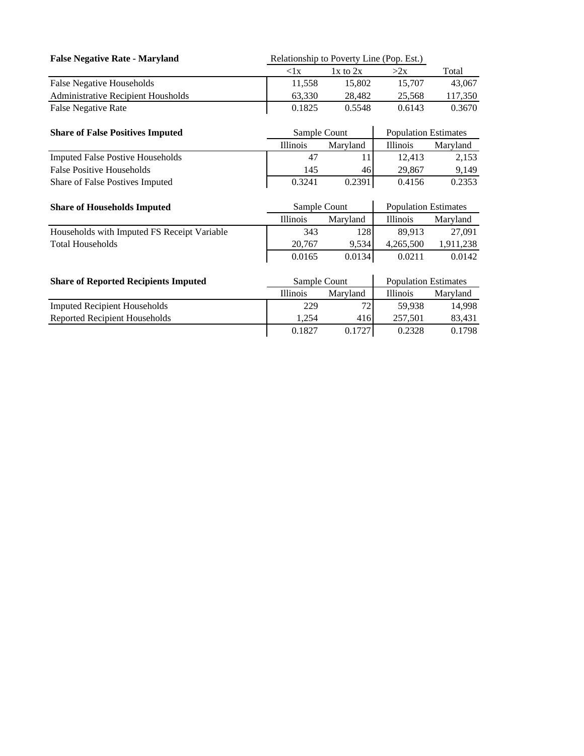| **False Negative Rate - Maryland** | Relationship to Poverty Line (Pop. Est.) | | | |
|---|---|---|---|---|
| | <1x | 1x to 2x | >2x | Total |
| False Negative Households | 11,558 | 15,802 | 15,707 | 43,067 |
| Administrative Recipient Housholds | 63,330 | 28,482 | 25,568 | 117,350 |
| False Negative Rate | 0.1825 | 0.5548 | 0.6143 | 0.3670 |

| **Share of False Positives Imputed** | Sample Count | | Population Estimates | |
|---|---|---|---|---|
| | Illinois | Maryland | Illinois | Maryland |
| Imputed False Postive Households | 47 | 11 | 12,413 | 2,153 |
| False Positive Households | 145 | 46 | 29,867 | 9,149 |
| Share of False Postives Imputed | 0.3241 | 0.2391 | 0.4156 | 0.2353 |

| **Share of Households Imputed** | Sample Count | | Population Estimates | |
|---|---|---|---|---|
| | Illinois | Maryland | Illinois | Maryland |
| Households with Imputed FS Receipt Variable | 343 | 128 | 89,913 | 27,091 |
| Total Households | 20,767 | 9,534 | 4,265,500 | 1,911,238 |
| | 0.0165 | 0.0134 | 0.0211 | 0.0142 |

| **Share of Reported Recipients Imputed** | Sample Count | | Population Estimates | |
|---|---|---|---|---|
| | Illinois | Maryland | Illinois | Maryland |
| Imputed Recipient Households | 229 | 72 | 59,938 | 14,998 |
| Reported Recipient Households | 1,254 | 416 | 257,501 | 83,431 |
| | 0.1827 | 0.1727 | 0.2328 | 0.1798 |